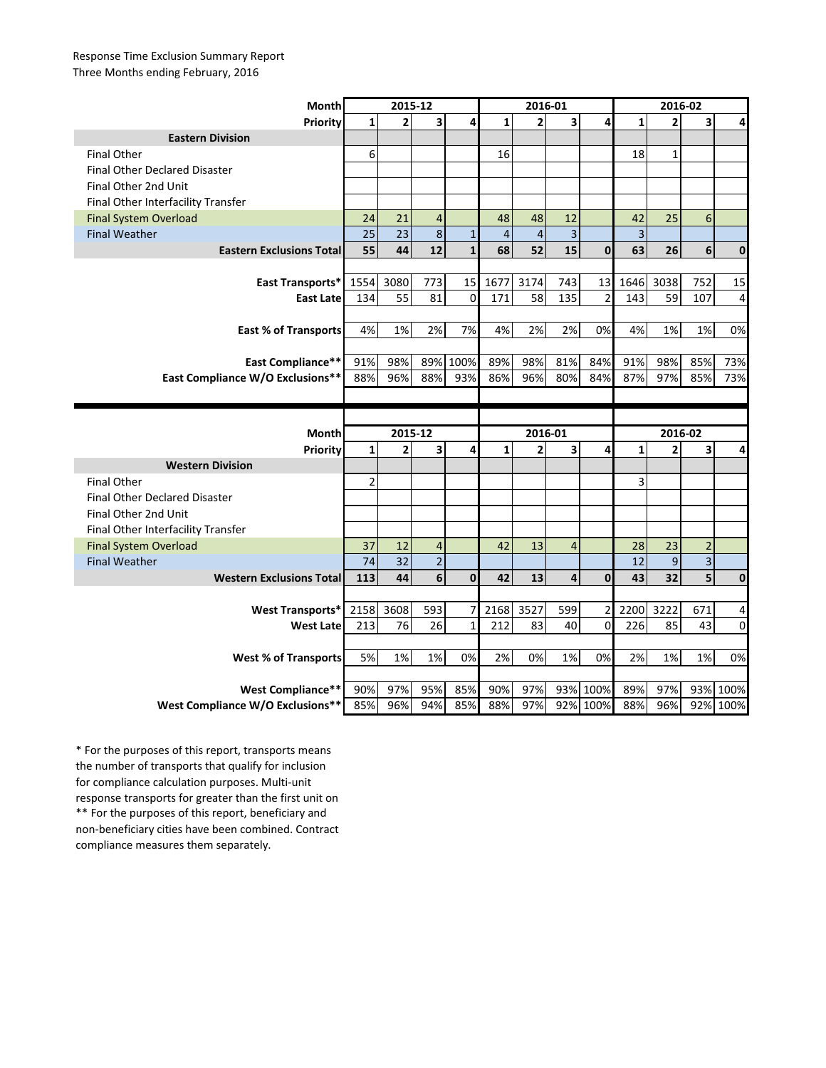Response Time Exclusion Summary Report
Three Months ending February, 2016

| Month | 2015-12 | | | | 2016-01 | | | | 2016-02 | | | |
|---|---|---|---|---|---|---|---|---|---|---|---|---|
| Priority | 1 | 2 | 3 | 4 | 1 | 2 | 3 | 4 | 1 | 2 | 3 | 4 |
| **Eastern Division** | | | | | | | | | | | | |
| Final Other | 6 | | | | 16 | | | | 18 | 1 | | |
| Final Other Declared Disaster | | | | | | | | | | | | |
| Final Other 2nd Unit | | | | | | | | | | | | |
| Final Other Interfacility Transfer | | | | | | | | | | | | |
| Final System Overload | 24 | 21 | 4 | | 48 | 48 | 12 | | 42 | 25 | 6 | |
| Final Weather | 25 | 23 | 8 | 1 | 4 | 4 | 3 | | 3 | | | |
| **Eastern Exclusions Total** | **55** | **44** | **12** | **1** | **68** | **52** | **15** | **0** | **63** | **26** | **6** | **0** |
| | | | | | | | | | | | | |
| **East Transports*** | 1554 | 3080 | 773 | 15 | 1677 | 3174 | 743 | 13 | 1646 | 3038 | 752 | 15 |
| **East Late** | 134 | 55 | 81 | 0 | 171 | 58 | 135 | 2 | 143 | 59 | 107 | 4 |
| | | | | | | | | | | | | |
| **East % of Transports** | 4% | 1% | 2% | 7% | 4% | 2% | 2% | 0% | 4% | 1% | 1% | 0% |
| | | | | | | | | | | | | |
| **East Compliance**** | 91% | 98% | 89% | 100% | 89% | 98% | 81% | 84% | 91% | 98% | 85% | 73% |
| **East Compliance W/O Exclusions**** | 88% | 96% | 88% | 93% | 86% | 96% | 80% | 84% | 87% | 97% | 85% | 73% |

| Month | 2015-12 | | | | 2016-01 | | | | 2016-02 | | | |
|---|---|---|---|---|---|---|---|---|---|---|---|---|
| Priority | 1 | 2 | 3 | 4 | 1 | 2 | 3 | 4 | 1 | 2 | 3 | 4 |
| **Western Division** | | | | | | | | | | | | |
| Final Other | 2 | | | | | | | | 3 | | | |
| Final Other Declared Disaster | | | | | | | | | | | | |
| Final Other 2nd Unit | | | | | | | | | | | | |
| Final Other Interfacility Transfer | | | | | | | | | | | | |
| Final System Overload | 37 | 12 | 4 | | 42 | 13 | 4 | | 28 | 23 | 2 | |
| Final Weather | 74 | 32 | 2 | | | | | | 12 | 9 | 3 | |
| **Western Exclusions Total** | **113** | **44** | **6** | **0** | **42** | **13** | **4** | **0** | **43** | **32** | **5** | **0** |
| | | | | | | | | | | | | |
| **West Transports*** | 2158 | 3608 | 593 | 7 | 2168 | 3527 | 599 | 2 | 2200 | 3222 | 671 | 4 |
| **West Late** | 213 | 76 | 26 | 1 | 212 | 83 | 40 | 0 | 226 | 85 | 43 | 0 |
| | | | | | | | | | | | | |
| **West % of Transports** | 5% | 1% | 1% | 0% | 2% | 0% | 1% | 0% | 2% | 1% | 1% | 0% |
| | | | | | | | | | | | | |
| **West Compliance**** | 90% | 97% | 95% | 85% | 90% | 97% | 93% | 100% | 89% | 97% | 93% | 100% |
| **West Compliance W/O Exclusions**** | 85% | 96% | 94% | 85% | 88% | 97% | 92% | 100% | 88% | 96% | 92% | 100% |

* For the purposes of this report, transports means the number of transports that qualify for inclusion for compliance calculation purposes. Multi-unit response transports for greater than the first unit on
** For the purposes of this report, beneficiary and non-beneficiary cities have been combined. Contract compliance measures them separately.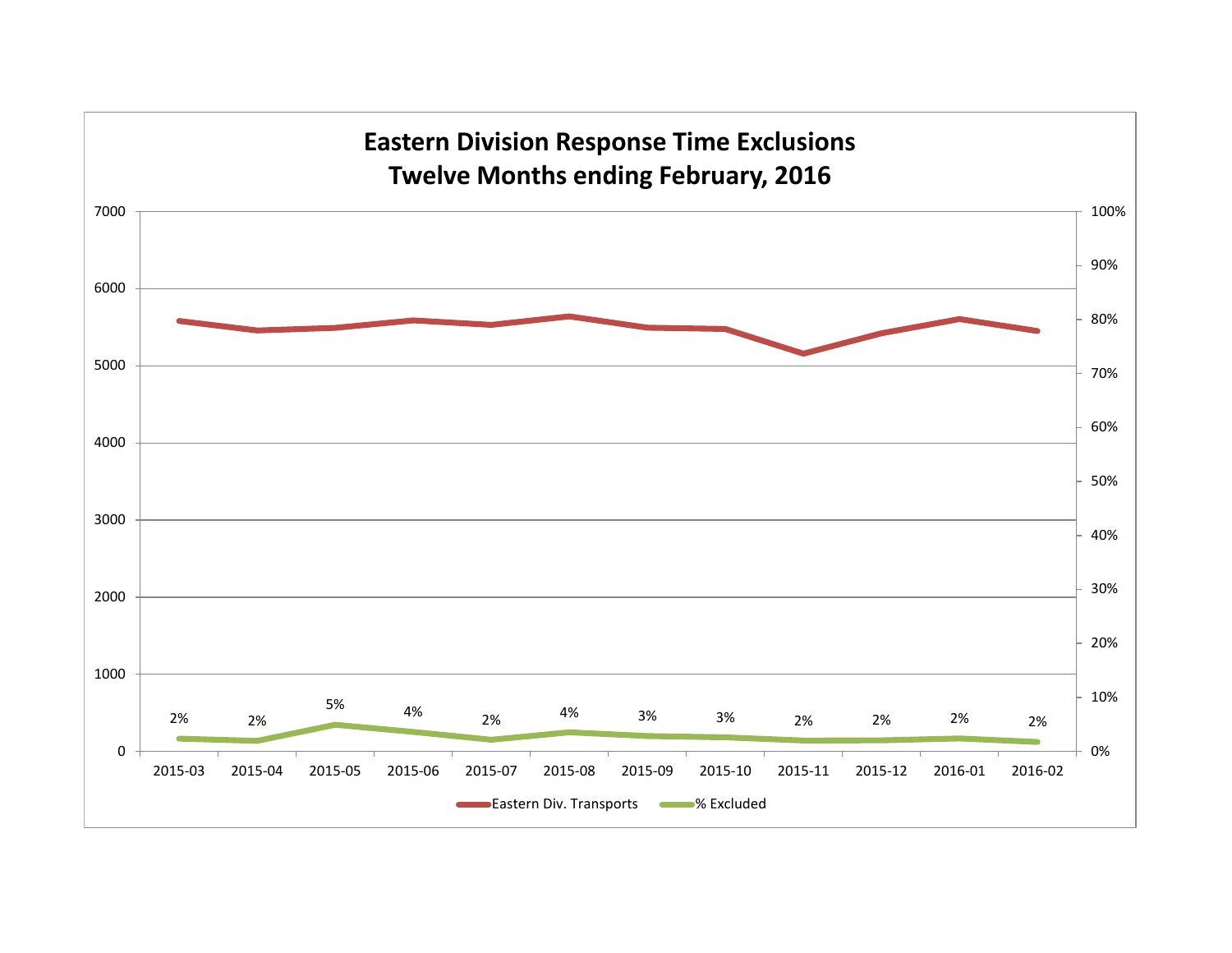# Eastern Division Response Time Exclusions
## Twelve Months ending February, 2016

| Month | % Excluded |
|---|---|
| 2015-03 | 2% |
| 2015-04 | 2% |
| 2015-05 | 5% |
| 2015-06 | 4% |
| 2015-07 | 2% |
| 2015-08 | 4% |
| 2015-09 | 3% |
| 2015-10 | 3% |
| 2015-11 | 2% |
| 2015-12 | 2% |
| 2016-01 | 2% |
| 2016-02 | 2% |

Eastern Div. Transports | % Excluded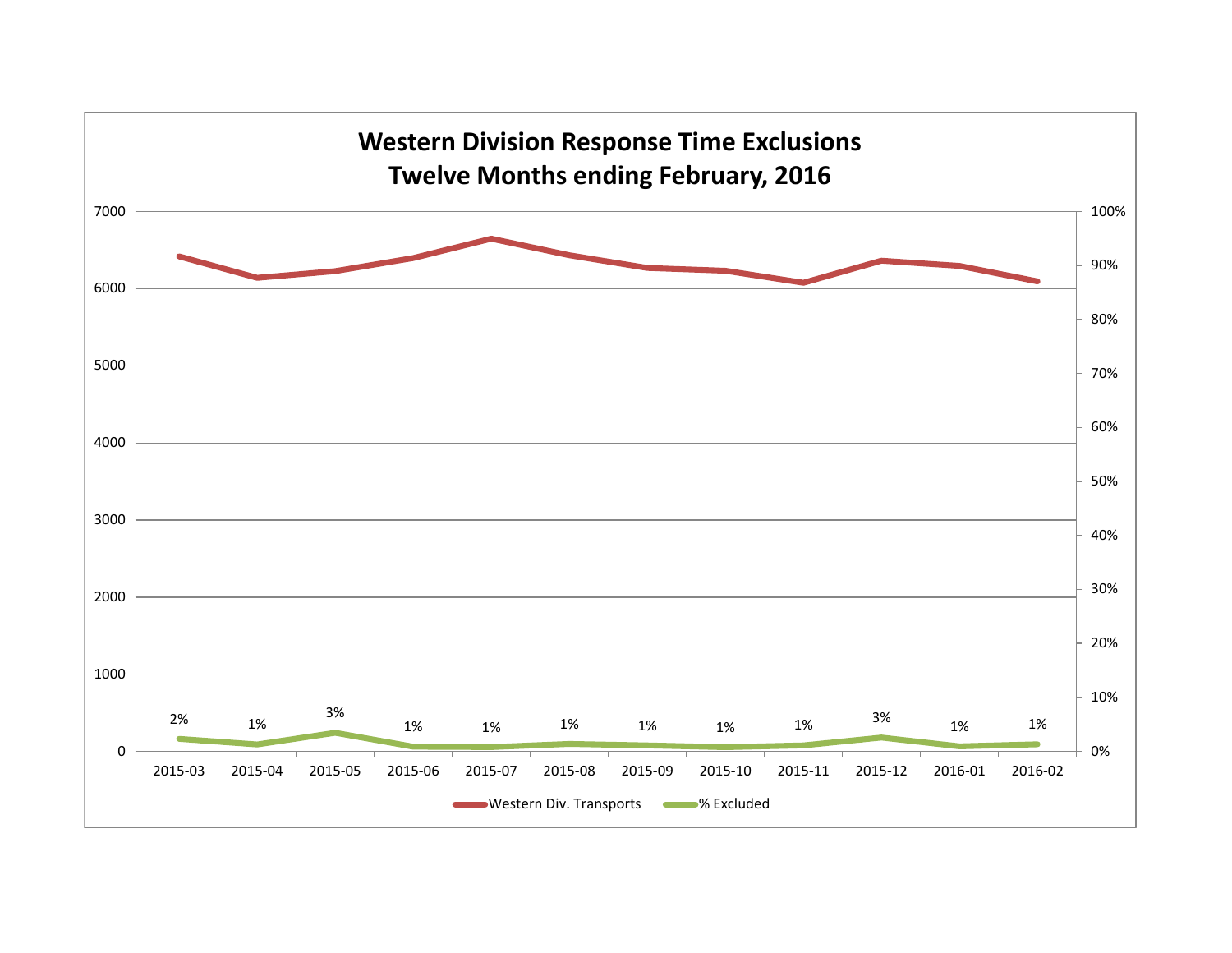# Western Division Response Time Exclusions
## Twelve Months ending February, 2016

7000
6000
5000
4000
3000
2000
1000
0

100%
90%
80%
70%
60%
50%
40%
30%
20%
10%
0%

2% 1% 3% 1% 1% 1% 1% 1% 1% 3% 1% 1%

2015-03 2015-04 2015-05 2015-06 2015-07 2015-08 2015-09 2015-10 2015-11 2015-12 2016-01 2016-02

Western Div. Transports
% Excluded